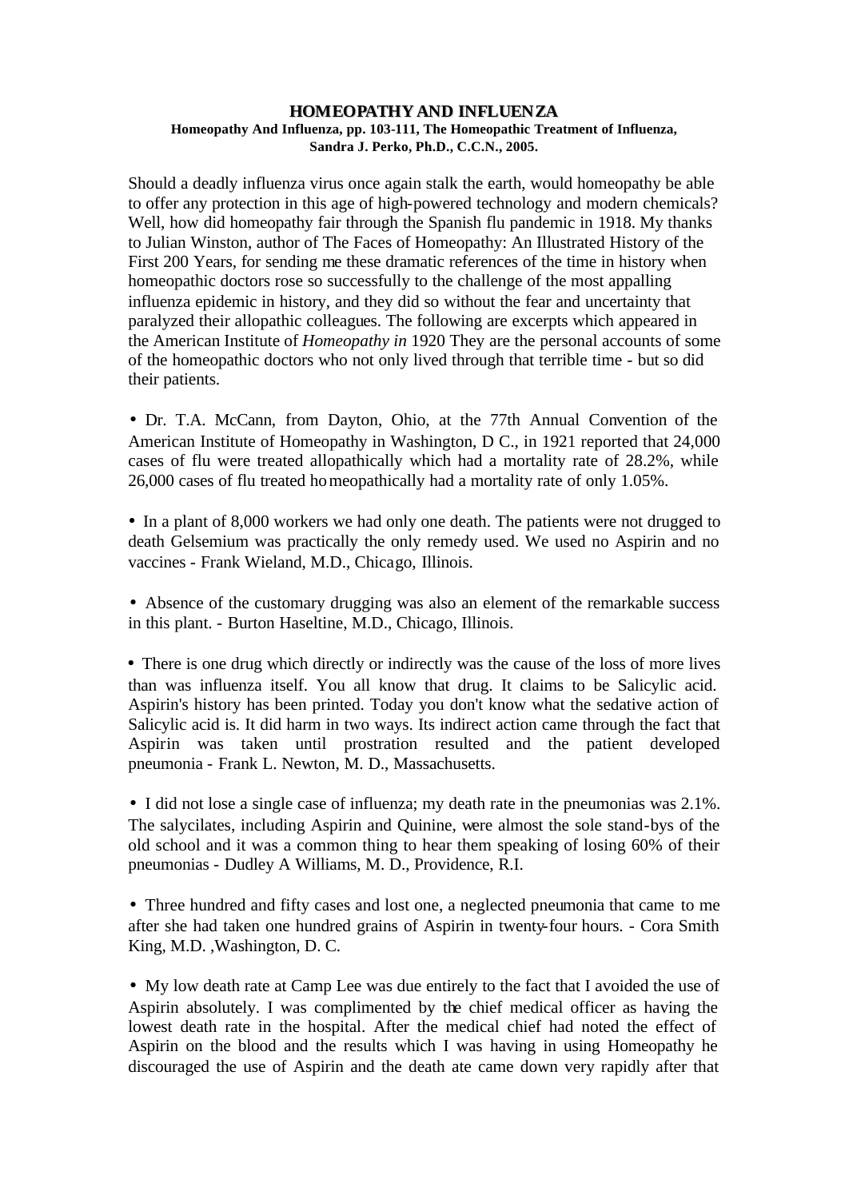# HOMEOPATHY AND INFLUENZA

**Homeopathy And Influenza, pp. 103-111, The Homeopathic Treatment of Influenza, Sandra J. Perko, Ph.D., C.C.N., 2005.**

Should a deadly influenza virus once again stalk the earth, would homeopathy be able to offer any protection in this age of high-powered technology and modern chemicals? Well, how did homeopathy fair through the Spanish flu pandemic in 1918. My thanks to Julian Winston, author of The Faces of Homeopathy: An Illustrated History of the First 200 Years, for sending me these dramatic references of the time in history when homeopathic doctors rose so successfully to the challenge of the most appalling influenza epidemic in history, and they did so without the fear and uncertainty that paralyzed their allopathic colleagues. The following are excerpts which appeared in the American Institute of *Homeopathy in* 1920 They are the personal accounts of some of the homeopathic doctors who not only lived through that terrible time - but so did their patients.

- Dr. T.A. McCann, from Dayton, Ohio, at the 77th Annual Convention of the American Institute of Homeopathy in Washington, D C., in 1921 reported that 24,000 cases of flu were treated allopathically which had a mortality rate of 28.2%, while 26,000 cases of flu treated homeopathically had a mortality rate of only 1.05%.

- In a plant of 8,000 workers we had only one death. The patients were not drugged to death Gelsemium was practically the only remedy used. We used no Aspirin and no vaccines - Frank Wieland, M.D., Chicago, Illinois.

- Absence of the customary drugging was also an element of the remarkable success in this plant. - Burton Haseltine, M.D., Chicago, Illinois.

- There is one drug which directly or indirectly was the cause of the loss of more lives than was influenza itself. You all know that drug. It claims to be Salicylic acid. Aspirin's history has been printed. Today you don't know what the sedative action of Salicylic acid is. It did harm in two ways. Its indirect action came through the fact that Aspirin was taken until prostration resulted and the patient developed pneumonia - Frank L. Newton, M. D., Massachusetts.

- I did not lose a single case of influenza; my death rate in the pneumonias was 2.1%. The salycilates, including Aspirin and Quinine, were almost the sole stand-bys of the old school and it was a common thing to hear them speaking of losing 60% of their pneumonias - Dudley A Williams, M. D., Providence, R.I.

- Three hundred and fifty cases and lost one, a neglected pneumonia that came to me after she had taken one hundred grains of Aspirin in twenty-four hours. - Cora Smith King, M.D. ,Washington, D. C.

- My low death rate at Camp Lee was due entirely to the fact that I avoided the use of Aspirin absolutely. I was complimented by the chief medical officer as having the lowest death rate in the hospital. After the medical chief had noted the effect of Aspirin on the blood and the results which I was having in using Homeopathy he discouraged the use of Aspirin and the death ate came down very rapidly after that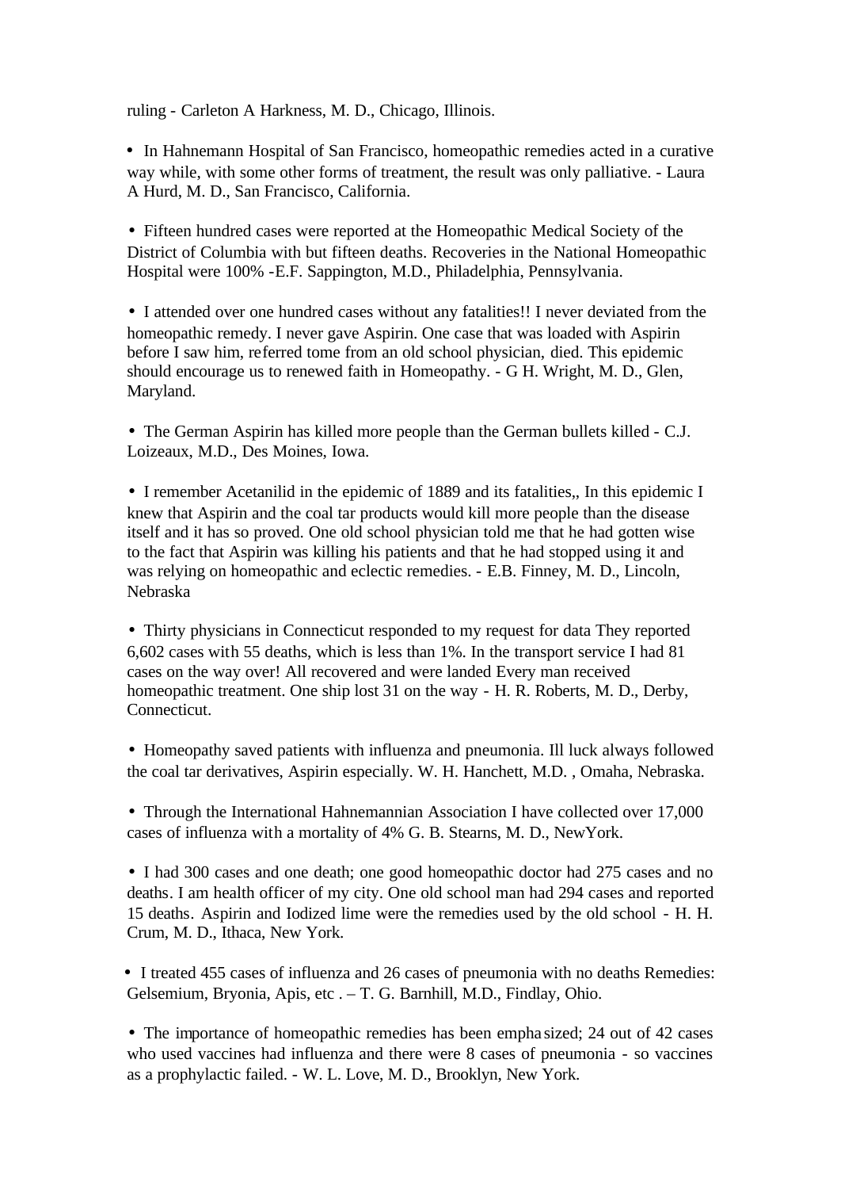ruling - Carleton A Harkness, M. D., Chicago, Illinois.

- In Hahnemann Hospital of San Francisco, homeopathic remedies acted in a curative way while, with some other forms of treatment, the result was only palliative. - Laura A Hurd, M. D., San Francisco, California.

- Fifteen hundred cases were reported at the Homeopathic Medical Society of the District of Columbia with but fifteen deaths. Recoveries in the National Homeopathic Hospital were 100% -E.F. Sappington, M.D., Philadelphia, Pennsylvania.

- I attended over one hundred cases without any fatalities!! I never deviated from the homeopathic remedy. I never gave Aspirin. One case that was loaded with Aspirin before I saw him, referred tome from an old school physician, died. This epidemic should encourage us to renewed faith in Homeopathy. - G H. Wright, M. D., Glen, Maryland.

- The German Aspirin has killed more people than the German bullets killed - C.J. Loizeaux, M.D., Des Moines, Iowa.

- I remember Acetanilid in the epidemic of 1889 and its fatalities,, In this epidemic I knew that Aspirin and the coal tar products would kill more people than the disease itself and it has so proved. One old school physician told me that he had gotten wise to the fact that Aspirin was killing his patients and that he had stopped using it and was relying on homeopathic and eclectic remedies. - E.B. Finney, M. D., Lincoln, Nebraska

- Thirty physicians in Connecticut responded to my request for data They reported 6,602 cases with 55 deaths, which is less than 1%. In the transport service I had 81 cases on the way over! All recovered and were landed Every man received homeopathic treatment. One ship lost 31 on the way - H. R. Roberts, M. D., Derby, Connecticut.

- Homeopathy saved patients with influenza and pneumonia. Ill luck always followed the coal tar derivatives, Aspirin especially. W. H. Hanchett, M.D. , Omaha, Nebraska.

- Through the International Hahnemannian Association I have collected over 17,000 cases of influenza with a mortality of 4% G. B. Stearns, M. D., NewYork.

- I had 300 cases and one death; one good homeopathic doctor had 275 cases and no deaths. I am health officer of my city. One old school man had 294 cases and reported 15 deaths. Aspirin and Iodized lime were the remedies used by the old school - H. H. Crum, M. D., Ithaca, New York.

- I treated 455 cases of influenza and 26 cases of pneumonia with no deaths Remedies: Gelsemium, Bryonia, Apis, etc . – T. G. Barnhill, M.D., Findlay, Ohio.

- The importance of homeopathic remedies has been emphasized; 24 out of 42 cases who used vaccines had influenza and there were 8 cases of pneumonia - so vaccines as a prophylactic failed. - W. L. Love, M. D., Brooklyn, New York.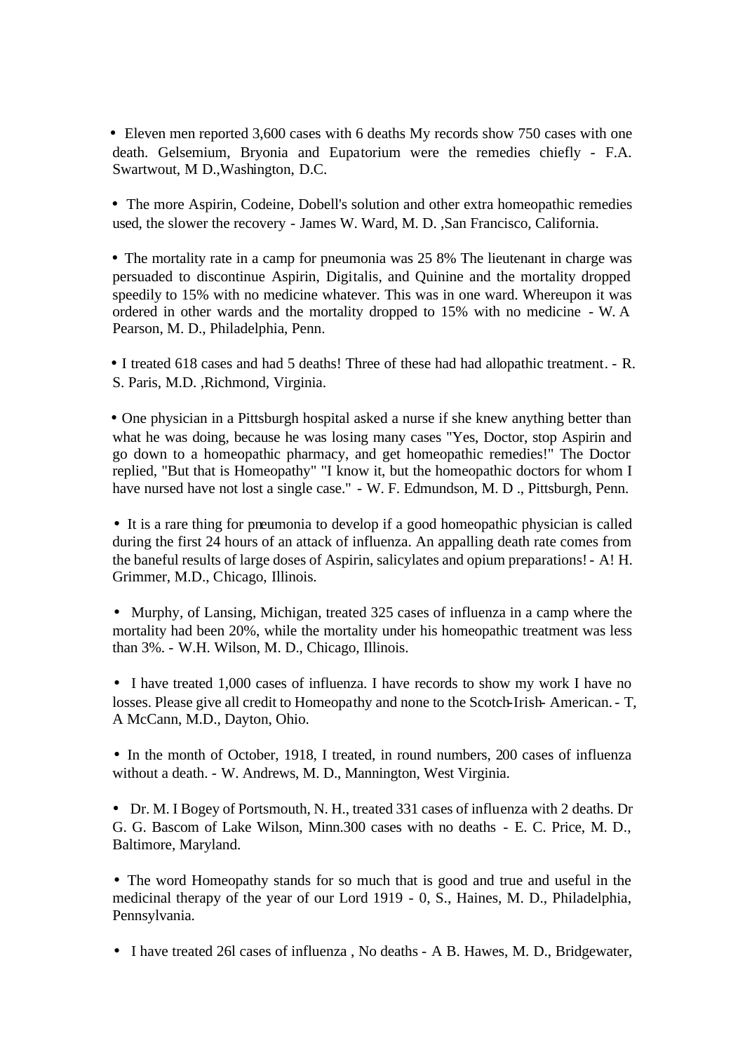- Eleven men reported 3,600 cases with 6 deaths My records show 750 cases with one death. Gelsemium, Bryonia and Eupatorium were the remedies chiefly - F.A. Swartwout, M D.,Washington, D.C.

- The more Aspirin, Codeine, Dobell's solution and other extra homeopathic remedies used, the slower the recovery - James W. Ward, M. D. ,San Francisco, California.

- The mortality rate in a camp for pneumonia was 25 8% The lieutenant in charge was persuaded to discontinue Aspirin, Digitalis, and Quinine and the mortality dropped speedily to 15% with no medicine whatever. This was in one ward. Whereupon it was ordered in other wards and the mortality dropped to 15% with no medicine - W. A Pearson, M. D., Philadelphia, Penn.

- I treated 618 cases and had 5 deaths! Three of these had had allopathic treatment. - R. S. Paris, M.D. ,Richmond, Virginia.

- One physician in a Pittsburgh hospital asked a nurse if she knew anything better than what he was doing, because he was losing many cases "Yes, Doctor, stop Aspirin and go down to a homeopathic pharmacy, and get homeopathic remedies!" The Doctor replied, "But that is Homeopathy" "I know it, but the homeopathic doctors for whom I have nursed have not lost a single case." - W. F. Edmundson, M. D ., Pittsburgh, Penn.

- It is a rare thing for pneumonia to develop if a good homeopathic physician is called during the first 24 hours of an attack of influenza. An appalling death rate comes from the baneful results of large doses of Aspirin, salicylates and opium preparations! - A! H. Grimmer, M.D., Chicago, Illinois.

- Murphy, of Lansing, Michigan, treated 325 cases of influenza in a camp where the mortality had been 20%, while the mortality under his homeopathic treatment was less than 3%. - W.H. Wilson, M. D., Chicago, Illinois.

- I have treated 1,000 cases of influenza. I have records to show my work I have no losses. Please give all credit to Homeopathy and none to the Scotch-Irish- American. - T, A McCann, M.D., Dayton, Ohio.

- In the month of October, 1918, I treated, in round numbers, 200 cases of influenza without a death. - W. Andrews, M. D., Mannington, West Virginia.

- Dr. M. I Bogey of Portsmouth, N. H., treated 331 cases of influenza with 2 deaths. Dr G. G. Bascom of Lake Wilson, Minn.300 cases with no deaths - E. C. Price, M. D., Baltimore, Maryland.

- The word Homeopathy stands for so much that is good and true and useful in the medicinal therapy of the year of our Lord 1919 - 0, S., Haines, M. D., Philadelphia, Pennsylvania.

- I have treated 26l cases of influenza , No deaths - A B. Hawes, M. D., Bridgewater,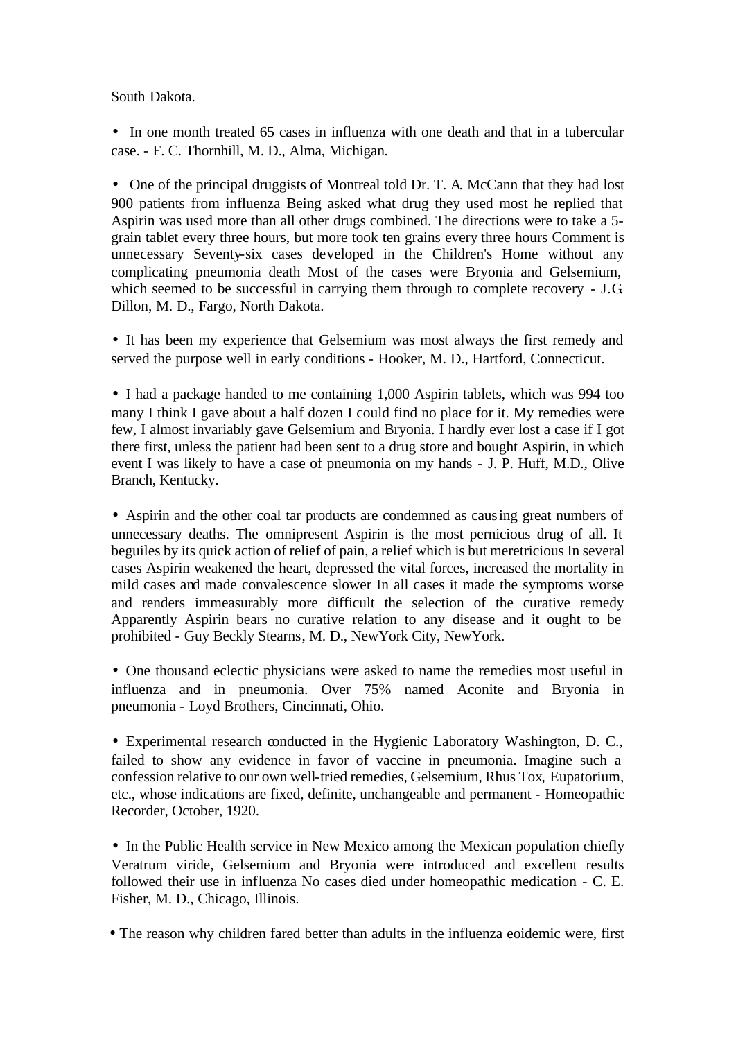South Dakota.

- In one month treated 65 cases in influenza with one death and that in a tubercular case. - F. C. Thornhill, M. D., Alma, Michigan.

- One of the principal druggists of Montreal told Dr. T. A. McCann that they had lost 900 patients from influenza Being asked what drug they used most he replied that Aspirin was used more than all other drugs combined. The directions were to take a 5-grain tablet every three hours, but more took ten grains every three hours Comment is unnecessary Seventy-six cases developed in the Children's Home without any complicating pneumonia death Most of the cases were Bryonia and Gelsemium, which seemed to be successful in carrying them through to complete recovery - J.G. Dillon, M. D., Fargo, North Dakota.

- It has been my experience that Gelsemium was most always the first remedy and served the purpose well in early conditions - Hooker, M. D., Hartford, Connecticut.

- I had a package handed to me containing 1,000 Aspirin tablets, which was 994 too many I think I gave about a half dozen I could find no place for it. My remedies were few, I almost invariably gave Gelsemium and Bryonia. I hardly ever lost a case if I got there first, unless the patient had been sent to a drug store and bought Aspirin, in which event I was likely to have a case of pneumonia on my hands - J. P. Huff, M.D., Olive Branch, Kentucky.

- Aspirin and the other coal tar products are condemned as causing great numbers of unnecessary deaths. The omnipresent Aspirin is the most pernicious drug of all. It beguiles by its quick action of relief of pain, a relief which is but meretricious In several cases Aspirin weakened the heart, depressed the vital forces, increased the mortality in mild cases and made convalescence slower In all cases it made the symptoms worse and renders immeasurably more difficult the selection of the curative remedy Apparently Aspirin bears no curative relation to any disease and it ought to be prohibited - Guy Beckly Stearns, M. D., NewYork City, NewYork.

- One thousand eclectic physicians were asked to name the remedies most useful in influenza and in pneumonia. Over 75% named Aconite and Bryonia in pneumonia - Loyd Brothers, Cincinnati, Ohio.

- Experimental research conducted in the Hygienic Laboratory Washington, D. C., failed to show any evidence in favor of vaccine in pneumonia. Imagine such a confession relative to our own well-tried remedies, Gelsemium, Rhus Tox, Eupatorium, etc., whose indications are fixed, definite, unchangeable and permanent - Homeopathic Recorder, October, 1920.

- In the Public Health service in New Mexico among the Mexican population chiefly Veratrum viride, Gelsemium and Bryonia were introduced and excellent results followed their use in influenza No cases died under homeopathic medication - C. E. Fisher, M. D., Chicago, Illinois.

- The reason why children fared better than adults in the influenza eoidemic were, first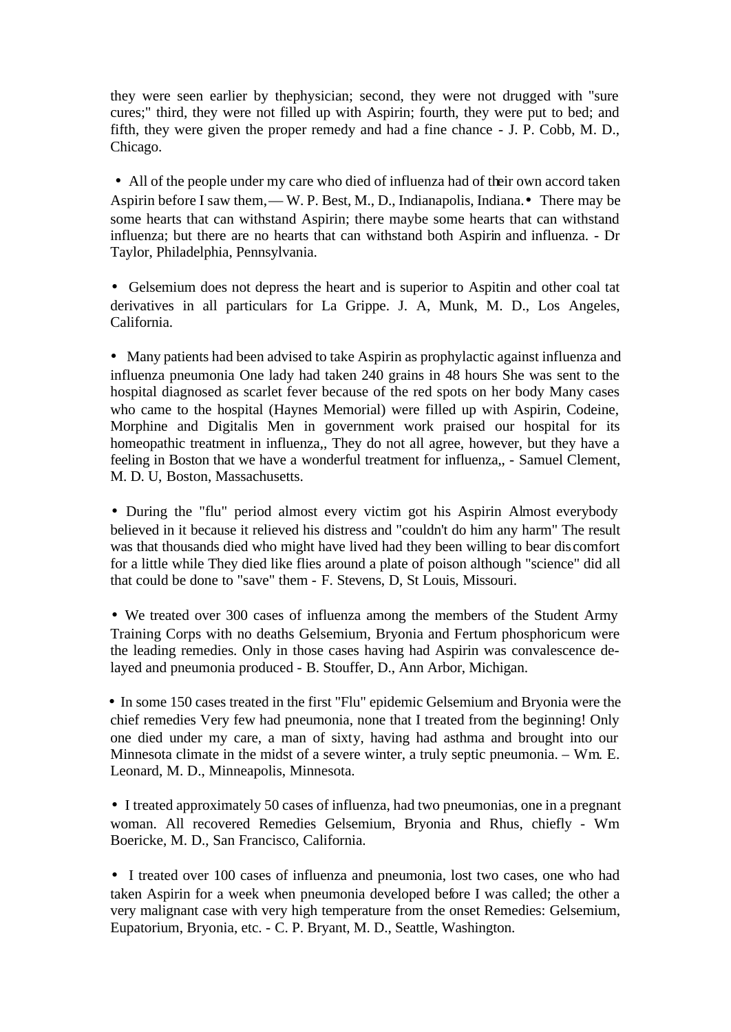they were seen earlier by thephysician; second, they were not drugged with "sure cures;" third, they were not filled up with Aspirin; fourth, they were put to bed; and fifth, they were given the proper remedy and had a fine chance - J. P. Cobb, M. D., Chicago.

- All of the people under my care who died of influenza had of their own accord taken Aspirin before I saw them, — W. P. Best, M., D., Indianapolis, Indiana.
- There may be some hearts that can withstand Aspirin; there maybe some hearts that can withstand influenza; but there are no hearts that can withstand both Aspirin and influenza. - Dr Taylor, Philadelphia, Pennsylvania.

- Gelsemium does not depress the heart and is superior to Aspitin and other coal tat derivatives in all particulars for La Grippe. J. A, Munk, M. D., Los Angeles, California.

- Many patients had been advised to take Aspirin as prophylactic against influenza and influenza pneumonia One lady had taken 240 grains in 48 hours She was sent to the hospital diagnosed as scarlet fever because of the red spots on her body Many cases who came to the hospital (Haynes Memorial) were filled up with Aspirin, Codeine, Morphine and Digitalis Men in government work praised our hospital for its homeopathic treatment in influenza,, They do not all agree, however, but they have a feeling in Boston that we have a wonderful treatment for influenza,, - Samuel Clement, M. D. U, Boston, Massachusetts.

- During the "flu" period almost every victim got his Aspirin Almost everybody believed in it because it relieved his distress and "couldn't do him any harm" The result was that thousands died who might have lived had they been willing to bear discomfort for a little while They died like flies around a plate of poison although "science" did all that could be done to "save" them - F. Stevens, D, St Louis, Missouri.

- We treated over 300 cases of influenza among the members of the Student Army Training Corps with no deaths Gelsemium, Bryonia and Fertum phosphoricum were the leading remedies. Only in those cases having had Aspirin was convalescence delayed and pneumonia produced - B. Stouffer, D., Ann Arbor, Michigan.

- In some 150 cases treated in the first "Flu" epidemic Gelsemium and Bryonia were the chief remedies Very few had pneumonia, none that I treated from the beginning! Only one died under my care, a man of sixty, having had asthma and brought into our Minnesota climate in the midst of a severe winter, a truly septic pneumonia. – Wm. E. Leonard, M. D., Minneapolis, Minnesota.

- I treated approximately 50 cases of influenza, had two pneumonias, one in a pregnant woman. All recovered Remedies Gelsemium, Bryonia and Rhus, chiefly - Wm Boericke, M. D., San Francisco, California.

- I treated over 100 cases of influenza and pneumonia, lost two cases, one who had taken Aspirin for a week when pneumonia developed before I was called; the other a very malignant case with very high temperature from the onset Remedies: Gelsemium, Eupatorium, Bryonia, etc. - C. P. Bryant, M. D., Seattle, Washington.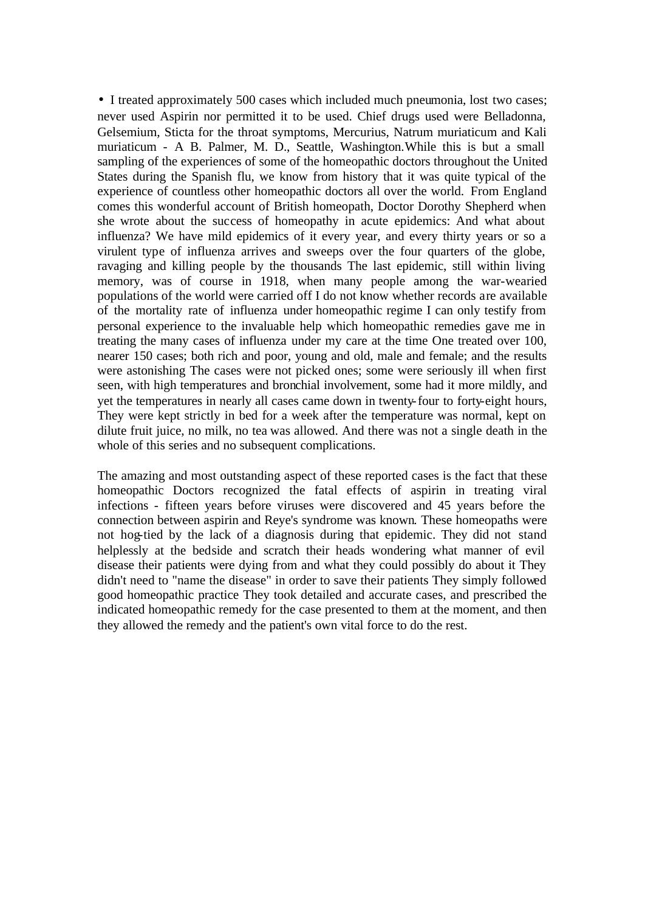- I treated approximately 500 cases which included much pneumonia, lost two cases; never used Aspirin nor permitted it to be used. Chief drugs used were Belladonna, Gelsemium, Sticta for the throat symptoms, Mercurius, Natrum muriaticum and Kali muriaticum - A B. Palmer, M. D., Seattle, Washington.While this is but a small sampling of the experiences of some of the homeopathic doctors throughout the United States during the Spanish flu, we know from history that it was quite typical of the experience of countless other homeopathic doctors all over the world. From England comes this wonderful account of British homeopath, Doctor Dorothy Shepherd when she wrote about the success of homeopathy in acute epidemics: And what about influenza? We have mild epidemics of it every year, and every thirty years or so a virulent type of influenza arrives and sweeps over the four quarters of the globe, ravaging and killing people by the thousands The last epidemic, still within living memory, was of course in 1918, when many people among the war-wearied populations of the world were carried off I do not know whether records are available of the mortality rate of influenza under homeopathic regime I can only testify from personal experience to the invaluable help which homeopathic remedies gave me in treating the many cases of influenza under my care at the time One treated over 100, nearer 150 cases; both rich and poor, young and old, male and female; and the results were astonishing The cases were not picked ones; some were seriously ill when first seen, with high temperatures and bronchial involvement, some had it more mildly, and yet the temperatures in nearly all cases came down in twenty-four to forty-eight hours, They were kept strictly in bed for a week after the temperature was normal, kept on dilute fruit juice, no milk, no tea was allowed. And there was not a single death in the whole of this series and no subsequent complications.

The amazing and most outstanding aspect of these reported cases is the fact that these homeopathic Doctors recognized the fatal effects of aspirin in treating viral infections - fifteen years before viruses were discovered and 45 years before the connection between aspirin and Reye's syndrome was known. These homeopaths were not hog-tied by the lack of a diagnosis during that epidemic. They did not stand helplessly at the bedside and scratch their heads wondering what manner of evil disease their patients were dying from and what they could possibly do about it They didn't need to "name the disease" in order to save their patients They simply followed good homeopathic practice They took detailed and accurate cases, and prescribed the indicated homeopathic remedy for the case presented to them at the moment, and then they allowed the remedy and the patient's own vital force to do the rest.